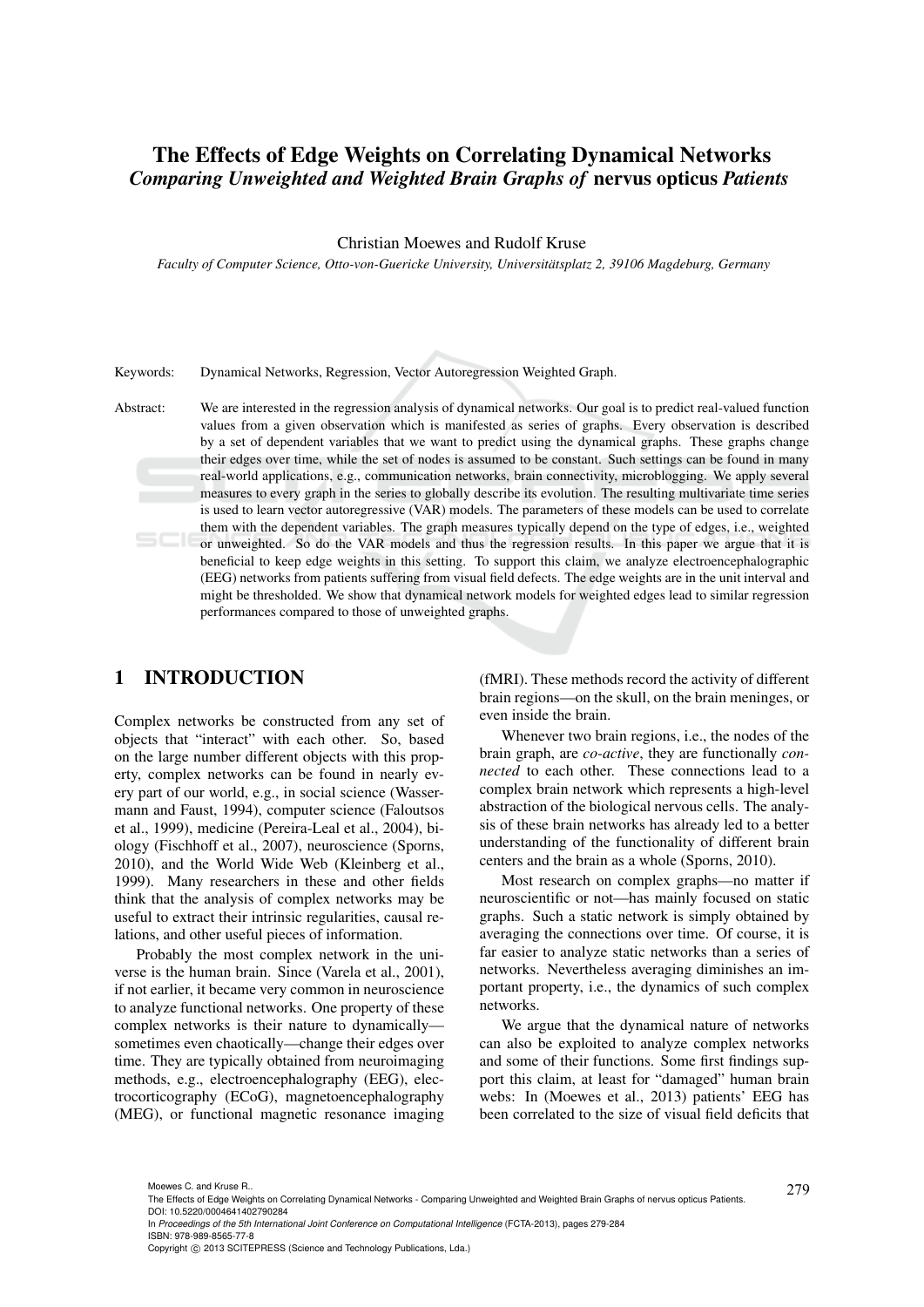# The Effects of Edge Weights on Correlating Dynamical Networks

## *Comparing Unweighted and Weighted Brain Graphs of* nervus opticus *Patients*

Christian Moewes and Rudolf Kruse

*Faculty of Computer Science, Otto-von-Guericke University, Universitätsplatz 2, 39106 Magdeburg, Germany*

Keywords: Dynamical Networks, Regression, Vector Autoregression Weighted Graph.

Abstract: We are interested in the regression analysis of dynamical networks. Our goal is to predict real-valued function values from a given observation which is manifested as series of graphs. Every observation is described by a set of dependent variables that we want to predict using the dynamical graphs. These graphs change their edges over time, while the set of nodes is assumed to be constant. Such settings can be found in many real-world applications, e.g., communication networks, brain connectivity, microblogging. We apply several measures to every graph in the series to globally describe its evolution. The resulting multivariate time series is used to learn vector autoregressive (VAR) models. The parameters of these models can be used to correlate them with the dependent variables. The graph measures typically depend on the type of edges, i.e., weighted or unweighted. So do the VAR models and thus the regression results. In this paper we argue that it is beneficial to keep edge weights in this setting. To support this claim, we analyze electroencephalographic (EEG) networks from patients suffering from visual field defects. The edge weights are in the unit interval and might be thresholded. We show that dynamical network models for weighted edges lead to similar regression performances compared to those of unweighted graphs.

## 1 INTRODUCTION

Complex networks be constructed from any set of objects that "interact" with each other. So, based on the large number different objects with this property, complex networks can be found in nearly every part of our world, e.g., in social science (Wassermann and Faust, 1994), computer science (Faloutsos et al., 1999), medicine (Pereira-Leal et al., 2004), biology (Fischhoff et al., 2007), neuroscience (Sporns, 2010), and the World Wide Web (Kleinberg et al., 1999). Many researchers in these and other fields think that the analysis of complex networks may be useful to extract their intrinsic regularities, causal relations, and other useful pieces of information.

Probably the most complex network in the universe is the human brain. Since (Varela et al., 2001), if not earlier, it became very common in neuroscience to analyze functional networks. One property of these complex networks is their nature to dynamically—sometimes even chaotically—change their edges over time. They are typically obtained from neuroimaging methods, e.g., electroencephalography (EEG), electrocorticography (ECoG), magnetoencephalography (MEG), or functional magnetic resonance imaging (fMRI). These methods record the activity of different brain regions—on the skull, on the brain meninges, or even inside the brain.

Whenever two brain regions, i.e., the nodes of the brain graph, are *co-active*, they are functionally *connected* to each other. These connections lead to a complex brain network which represents a high-level abstraction of the biological nervous cells. The analysis of these brain networks has already led to a better understanding of the functionality of different brain centers and the brain as a whole (Sporns, 2010).

Most research on complex graphs—no matter if neuroscientific or not—has mainly focused on static graphs. Such a static network is simply obtained by averaging the connections over time. Of course, it is far easier to analyze static networks than a series of networks. Nevertheless averaging diminishes an important property, i.e., the dynamics of such complex networks.

We argue that the dynamical nature of networks can also be exploited to analyze complex networks and some of their functions. Some first findings support this claim, at least for "damaged" human brain webs: In (Moewes et al., 2013) patients' EEG has been correlated to the size of visual field deficits that

Moewes C. and Kruse R..
The Effects of Edge Weights on Correlating Dynamical Networks - Comparing Unweighted and Weighted Brain Graphs of nervus opticus Patients.
DOI: 10.5220/0004641402790284
In *Proceedings of the 5th International Joint Conference on Computational Intelligence* (FCTA-2013), pages 279-284
ISBN: 978-989-8565-77-8
Copyright © 2013 SCITEPRESS (Science and Technology Publications, Lda.)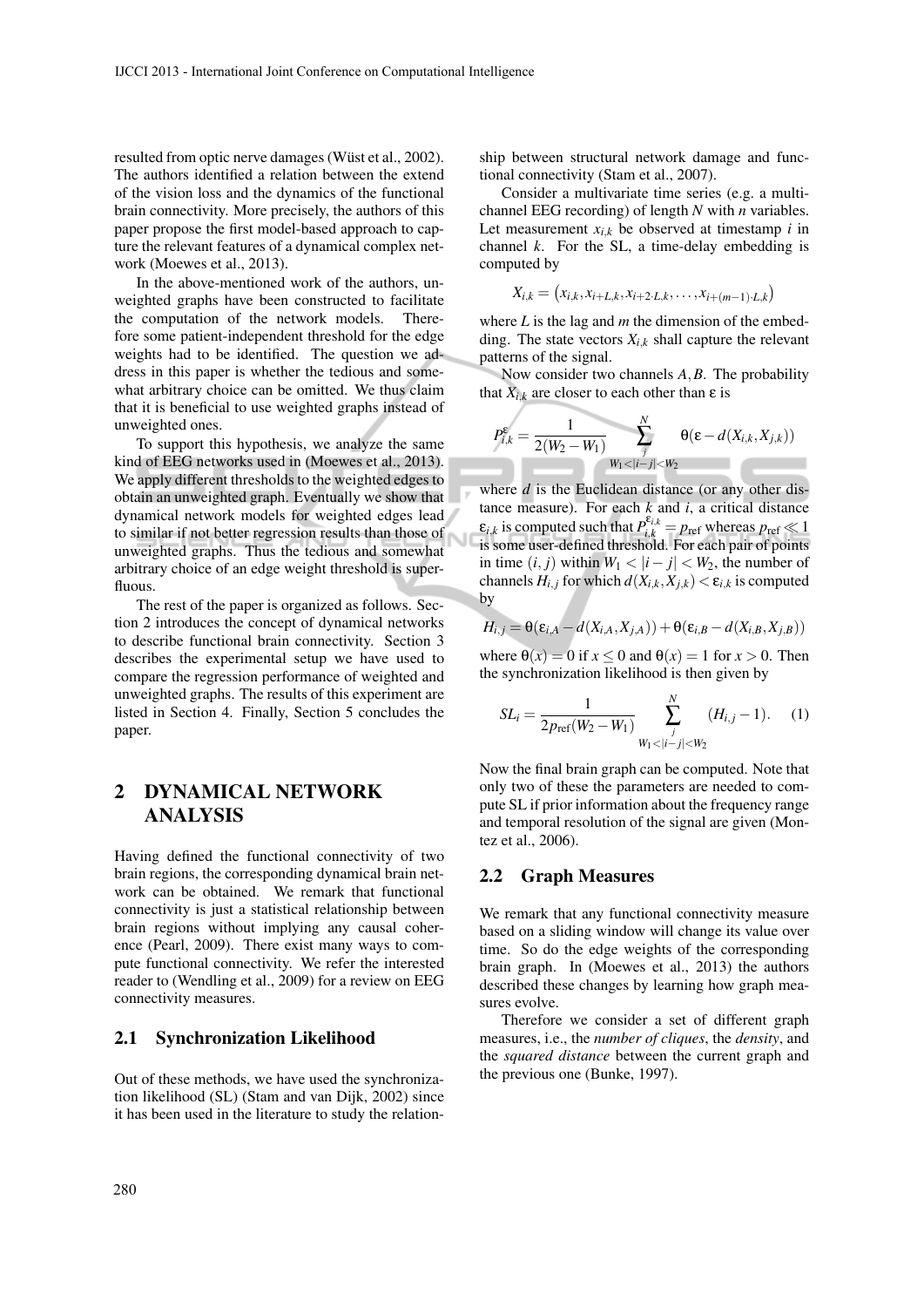resulted from optic nerve damages (Wüst et al., 2002). The authors identified a relation between the extend of the vision loss and the dynamics of the functional brain connectivity. More precisely, the authors of this paper propose the first model-based approach to capture the relevant features of a dynamical complex network (Moewes et al., 2013).

In the above-mentioned work of the authors, unweighted graphs have been constructed to facilitate the computation of the network models. Therefore some patient-independent threshold for the edge weights had to be identified. The question we address in this paper is whether the tedious and somewhat arbitrary choice can be omitted. We thus claim that it is beneficial to use weighted graphs instead of unweighted ones.

To support this hypothesis, we analyze the same kind of EEG networks used in (Moewes et al., 2013). We apply different thresholds to the weighted edges to obtain an unweighted graph. Eventually we show that dynamical network models for weighted edges lead to similar if not better regression results than those of unweighted graphs. Thus the tedious and somewhat arbitrary choice of an edge weight threshold is superfluous.

The rest of the paper is organized as follows. Section 2 introduces the concept of dynamical networks to describe functional brain connectivity. Section 3 describes the experimental setup we have used to compare the regression performance of weighted and unweighted graphs. The results of this experiment are listed in Section 4. Finally, Section 5 concludes the paper.

# 2 DYNAMICAL NETWORK ANALYSIS

Having defined the functional connectivity of two brain regions, the corresponding dynamical brain network can be obtained. We remark that functional connectivity is just a statistical relationship between brain regions without implying any causal coherence (Pearl, 2009). There exist many ways to compute functional connectivity. We refer the interested reader to (Wendling et al., 2009) for a review on EEG connectivity measures.

## 2.1 Synchronization Likelihood

Out of these methods, we have used the synchronization likelihood (SL) (Stam and van Dijk, 2002) since it has been used in the literature to study the relationship between structural network damage and functional connectivity (Stam et al., 2007).

Consider a multivariate time series (e.g. a multichannel EEG recording) of length $N$ with $n$ variables. Let measurement $x_{i,k}$ be observed at timestamp $i$ in channel $k$. For the SL, a time-delay embedding is computed by

$$X_{i,k} = \left(x_{i,k}, x_{i+L,k}, x_{i+2\cdot L,k}, \ldots, x_{i+(m-1)\cdot L,k}\right)$$

where $L$ is the lag and $m$ the dimension of the embedding. The state vectors $X_{i,k}$ shall capture the relevant patterns of the signal.

Now consider two channels $A, B$. The probability that $X_{i,k}$ are closer to each other than $\varepsilon$ is

$$P^{\varepsilon}_{i,k} = \frac{1}{2(W_2 - W_1)} \sum_{\substack{j \\ W_1 < |i-j| < W_2}}^{N} \theta(\varepsilon - d(X_{i,k}, X_{j,k}))$$

where $d$ is the Euclidean distance (or any other distance measure). For each $k$ and $i$, a critical distance $\varepsilon_{i,k}$ is computed such that $P^{\varepsilon_{i,k}}_{i,k} = p_{\text{ref}}$ whereas $p_{\text{ref}} \ll 1$ is some user-defined threshold. For each pair of points in time $(i, j)$ within $W_1 < |i-j| < W_2$, the number of channels $H_{i,j}$ for which $d(X_{i,k}, X_{j,k}) < \varepsilon_{i,k}$ is computed by

$$H_{i,j} = \theta(\varepsilon_{i,A} - d(X_{i,A}, X_{j,A})) + \theta(\varepsilon_{i,B} - d(X_{i,B}, X_{j,B}))$$

where $\theta(x) = 0$ if $x \leq 0$ and $\theta(x) = 1$ for $x > 0$. Then the synchronization likelihood is then given by

$$SL_i = \frac{1}{2p_{\text{ref}}(W_2 - W_1)} \sum_{\substack{j \\ W_1 < |i-j| < W_2}}^{N} (H_{i,j} - 1). \quad (1)$$

Now the final brain graph can be computed. Note that only two of these the parameters are needed to compute SL if prior information about the frequency range and temporal resolution of the signal are given (Montez et al., 2006).

## 2.2 Graph Measures

We remark that any functional connectivity measure based on a sliding window will change its value over time. So do the edge weights of the corresponding brain graph. In (Moewes et al., 2013) the authors described these changes by learning how graph measures evolve.

Therefore we consider a set of different graph measures, i.e., the *number of cliques*, the *density*, and the *squared distance* between the current graph and the previous one (Bunke, 1997).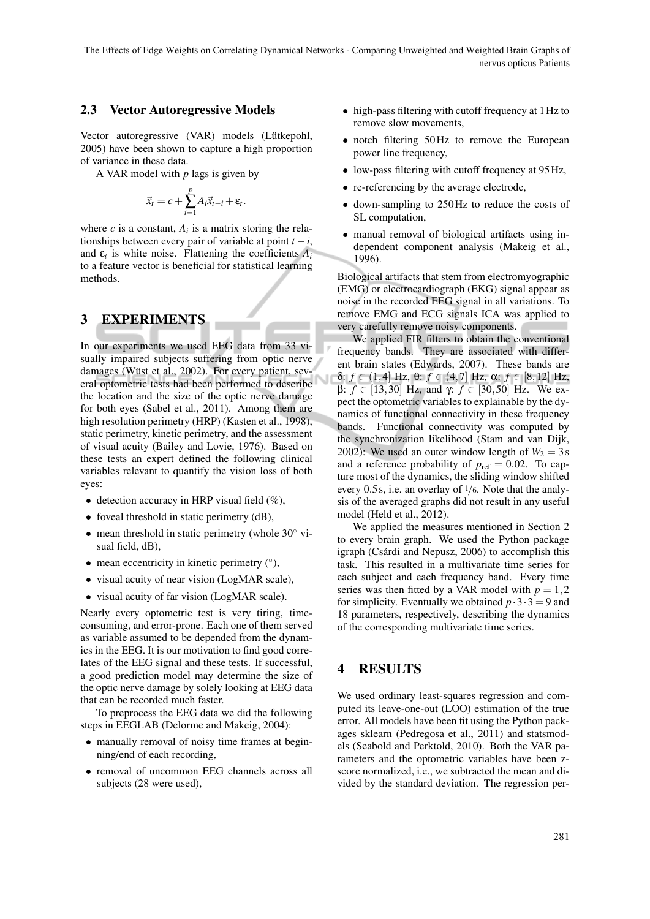### 2.3 Vector Autoregressive Models

Vector autoregressive (VAR) models (Lütkepohl, 2005) have been shown to capture a high proportion of variance in these data.

A VAR model with $p$ lags is given by

$$\vec{x}_t = c + \sum_{i=1}^{p} A_i \vec{x}_{t-i} + \varepsilon_t.$$

where $c$ is a constant, $A_i$ is a matrix storing the relationships between every pair of variable at point $t-i$, and $\varepsilon_t$ is white noise. Flattening the coefficients $A_i$ to a feature vector is beneficial for statistical learning methods.

## 3 EXPERIMENTS

In our experiments we used EEG data from 33 visually impaired subjects suffering from optic nerve damages (Wüst et al., 2002). For every patient, several optometric tests had been performed to describe the location and the size of the optic nerve damage for both eyes (Sabel et al., 2011). Among them are high resolution perimetry (HRP) (Kasten et al., 1998), static perimetry, kinetic perimetry, and the assessment of visual acuity (Bailey and Lovie, 1976). Based on these tests an expert defined the following clinical variables relevant to quantify the vision loss of both eyes:

- detection accuracy in HRP visual field (%),
- foveal threshold in static perimetry (dB),
- mean threshold in static perimetry (whole 30° visual field, dB),
- mean eccentricity in kinetic perimetry (°),
- visual acuity of near vision (LogMAR scale),
- visual acuity of far vision (LogMAR scale).

Nearly every optometric test is very tiring, time-consuming, and error-prone. Each one of them served as variable assumed to be depended from the dynamics in the EEG. It is our motivation to find good correlates of the EEG signal and these tests. If successful, a good prediction model may determine the size of the optic nerve damage by solely looking at EEG data that can be recorded much faster.

To preprocess the EEG data we did the following steps in EEGLAB (Delorme and Makeig, 2004):

- manually removal of noisy time frames at beginning/end of each recording,
- removal of uncommon EEG channels across all subjects (28 were used),
- high-pass filtering with cutoff frequency at 1 Hz to remove slow movements,
- notch filtering 50 Hz to remove the European power line frequency,
- low-pass filtering with cutoff frequency at 95 Hz,
- re-referencing by the average electrode,
- down-sampling to 250 Hz to reduce the costs of SL computation,
- manual removal of biological artifacts using independent component analysis (Makeig et al., 1996).

Biological artifacts that stem from electromyographic (EMG) or electrocardiograph (EKG) signal appear as noise in the recorded EEG signal in all variations. To remove EMG and ECG signals ICA was applied to very carefully remove noisy components.

We applied FIR filters to obtain the conventional frequency bands. They are associated with different brain states (Edwards, 2007). These bands are $\delta$: $f \in (1,4]$ Hz, $\theta$: $f \in (4,7]$ Hz, $\alpha$: $f \in [8,12]$ Hz, $\beta$: $f \in [13,30]$ Hz, and $\gamma$: $f \in [30,50]$ Hz. We expect the optometric variables to explainable by the dynamics of functional connectivity in these frequency bands. Functional connectivity was computed by the synchronization likelihood (Stam and van Dijk, 2002): We used an outer window length of $W_2 = 3$ s and a reference probability of $p_{\text{ref}} = 0.02$. To capture most of the dynamics, the sliding window shifted every 0.5 s, i.e. an overlay of $1/6$. Note that the analysis of the averaged graphs did not result in any useful model (Held et al., 2012).

We applied the measures mentioned in Section 2 to every brain graph. We used the Python package igraph (Csárdi and Nepusz, 2006) to accomplish this task. This resulted in a multivariate time series for each subject and each frequency band. Every time series was then fitted by a VAR model with $p = 1,2$ for simplicity. Eventually we obtained $p \cdot 3 \cdot 3 = 9$ and 18 parameters, respectively, describing the dynamics of the corresponding multivariate time series.

## 4 RESULTS

We used ordinary least-squares regression and computed its leave-one-out (LOO) estimation of the true error. All models have been fit using the Python packages sklearn (Pedregosa et al., 2011) and statsmodels (Seabold and Perktold, 2010). Both the VAR parameters and the optometric variables have been z-score normalized, i.e., we subtracted the mean and divided by the standard deviation. The regression per-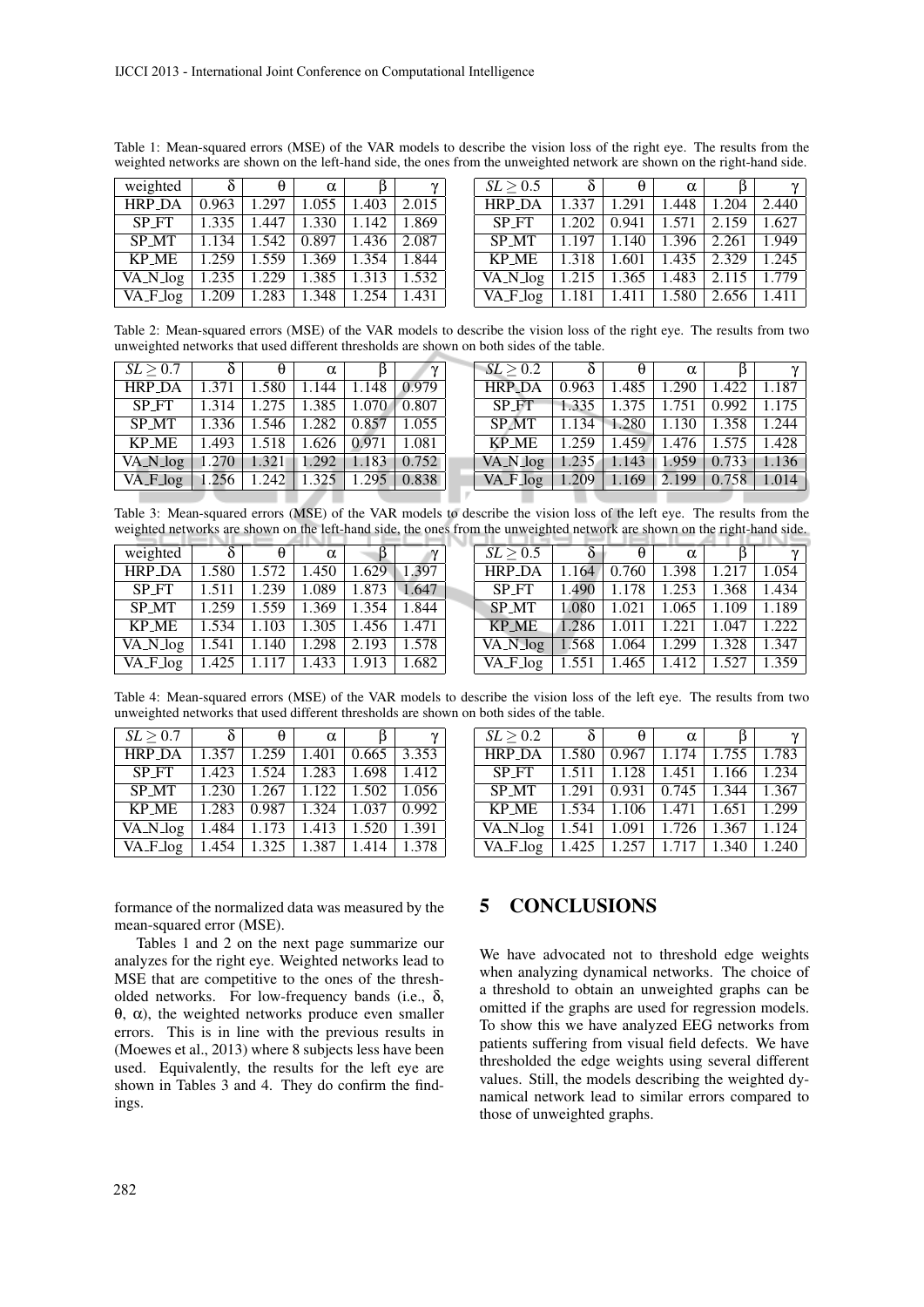Table 1: Mean-squared errors (MSE) of the VAR models to describe the vision loss of the right eye. The results from the weighted networks are shown on the left-hand side, the ones from the unweighted network are shown on the right-hand side.

| weighted | $\delta$ | $\theta$ | $\alpha$ | $\beta$ | $\gamma$ |
|---|---|---|---|---|---|
| HRP_DA | 0.963 | 1.297 | 1.055 | 1.403 | 2.015 |
| SP_FT | 1.335 | 1.447 | 1.330 | 1.142 | 1.869 |
| SP_MT | 1.134 | 1.542 | 0.897 | 1.436 | 2.087 |
| KP_ME | 1.259 | 1.559 | 1.369 | 1.354 | 1.844 |
| VA_N_log | 1.235 | 1.229 | 1.385 | 1.313 | 1.532 |
| VA_F_log | 1.209 | 1.283 | 1.348 | 1.254 | 1.431 |

| $SL \geq 0.5$ | $\delta$ | $\theta$ | $\alpha$ | $\beta$ | $\gamma$ |
|---|---|---|---|---|---|
| HRP_DA | 1.337 | 1.291 | 1.448 | 1.204 | 2.440 |
| SP_FT | 1.202 | 0.941 | 1.571 | 2.159 | 1.627 |
| SP_MT | 1.197 | 1.140 | 1.396 | 2.261 | 1.949 |
| KP_ME | 1.318 | 1.601 | 1.435 | 2.329 | 1.245 |
| VA_N_log | 1.215 | 1.365 | 1.483 | 2.115 | 1.779 |
| VA_F_log | 1.181 | 1.411 | 1.580 | 2.656 | 1.411 |

Table 2: Mean-squared errors (MSE) of the VAR models to describe the vision loss of the right eye. The results from two unweighted networks that used different thresholds are shown on both sides of the table.

| $SL \geq 0.7$ | $\delta$ | $\theta$ | $\alpha$ | $\beta$ | $\gamma$ |
|---|---|---|---|---|---|
| HRP_DA | 1.371 | 1.580 | 1.144 | 1.148 | 0.979 |
| SP_FT | 1.314 | 1.275 | 1.385 | 1.070 | 0.807 |
| SP_MT | 1.336 | 1.546 | 1.282 | 0.857 | 1.055 |
| KP_ME | 1.493 | 1.518 | 1.626 | 0.971 | 1.081 |
| VA_N_log | 1.270 | 1.321 | 1.292 | 1.183 | 0.752 |
| VA_F_log | 1.256 | 1.242 | 1.325 | 1.295 | 0.838 |

| $SL \geq 0.2$ | $\delta$ | $\theta$ | $\alpha$ | $\beta$ | $\gamma$ |
|---|---|---|---|---|---|
| HRP_DA | 0.963 | 1.485 | 1.290 | 1.422 | 1.187 |
| SP_FT | 1.335 | 1.375 | 1.751 | 0.992 | 1.175 |
| SP_MT | 1.134 | 1.280 | 1.130 | 1.358 | 1.244 |
| KP_ME | 1.259 | 1.459 | 1.476 | 1.575 | 1.428 |
| VA_N_log | 1.235 | 1.143 | 1.959 | 0.733 | 1.136 |
| VA_F_log | 1.209 | 1.169 | 2.199 | 0.758 | 1.014 |

Table 3: Mean-squared errors (MSE) of the VAR models to describe the vision loss of the left eye. The results from the weighted networks are shown on the left-hand side, the ones from the unweighted network are shown on the right-hand side.

| weighted | $\delta$ | $\theta$ | $\alpha$ | $\beta$ | $\gamma$ |
|---|---|---|---|---|---|
| HRP_DA | 1.580 | 1.572 | 1.450 | 1.629 | 1.397 |
| SP_FT | 1.511 | 1.239 | 1.089 | 1.873 | 1.647 |
| SP_MT | 1.259 | 1.559 | 1.369 | 1.354 | 1.844 |
| KP_ME | 1.534 | 1.103 | 1.305 | 1.456 | 1.471 |
| VA_N_log | 1.541 | 1.140 | 1.298 | 2.193 | 1.578 |
| VA_F_log | 1.425 | 1.117 | 1.433 | 1.913 | 1.682 |

| $SL \geq 0.5$ | $\delta$ | $\theta$ | $\alpha$ | $\beta$ | $\gamma$ |
|---|---|---|---|---|---|
| HRP_DA | 1.164 | 0.760 | 1.398 | 1.217 | 1.054 |
| SP_FT | 1.490 | 1.178 | 1.253 | 1.368 | 1.434 |
| SP_MT | 1.080 | 1.021 | 1.065 | 1.109 | 1.189 |
| KP_ME | 1.286 | 1.011 | 1.221 | 1.047 | 1.222 |
| VA_N_log | 1.568 | 1.064 | 1.299 | 1.328 | 1.347 |
| VA_F_log | 1.551 | 1.465 | 1.412 | 1.527 | 1.359 |

Table 4: Mean-squared errors (MSE) of the VAR models to describe the vision loss of the left eye. The results from two unweighted networks that used different thresholds are shown on both sides of the table.

| $SL \geq 0.7$ | $\delta$ | $\theta$ | $\alpha$ | $\beta$ | $\gamma$ |
|---|---|---|---|---|---|
| HRP_DA | 1.357 | 1.259 | 1.401 | 0.665 | 3.353 |
| SP_FT | 1.423 | 1.524 | 1.283 | 1.698 | 1.412 |
| SP_MT | 1.230 | 1.267 | 1.122 | 1.502 | 1.056 |
| KP_ME | 1.283 | 0.987 | 1.324 | 1.037 | 0.992 |
| VA_N_log | 1.484 | 1.173 | 1.413 | 1.520 | 1.391 |
| VA_F_log | 1.454 | 1.325 | 1.387 | 1.414 | 1.378 |

| $SL \geq 0.2$ | $\delta$ | $\theta$ | $\alpha$ | $\beta$ | $\gamma$ |
|---|---|---|---|---|---|
| HRP_DA | 1.580 | 0.967 | 1.174 | 1.755 | 1.783 |
| SP_FT | 1.511 | 1.128 | 1.451 | 1.166 | 1.234 |
| SP_MT | 1.291 | 0.931 | 0.745 | 1.344 | 1.367 |
| KP_ME | 1.534 | 1.106 | 1.471 | 1.651 | 1.299 |
| VA_N_log | 1.541 | 1.091 | 1.726 | 1.367 | 1.124 |
| VA_F_log | 1.425 | 1.257 | 1.717 | 1.340 | 1.240 |

formance of the normalized data was measured by the mean-squared error (MSE).

Tables 1 and 2 on the next page summarize our analyzes for the right eye. Weighted networks lead to MSE that are competitive to the ones of the thresholded networks. For low-frequency bands (i.e., $\delta$, $\theta$, $\alpha$), the weighted networks produce even smaller errors. This is in line with the previous results in (Moewes et al., 2013) where 8 subjects less have been used. Equivalently, the results for the left eye are shown in Tables 3 and 4. They do confirm the findings.

## 5 CONCLUSIONS

We have advocated not to threshold edge weights when analyzing dynamical networks. The choice of a threshold to obtain an unweighted graphs can be omitted if the graphs are used for regression models. To show this we have analyzed EEG networks from patients suffering from visual field defects. We have thresholded the edge weights using several different values. Still, the models describing the weighted dynamical network lead to similar errors compared to those of unweighted graphs.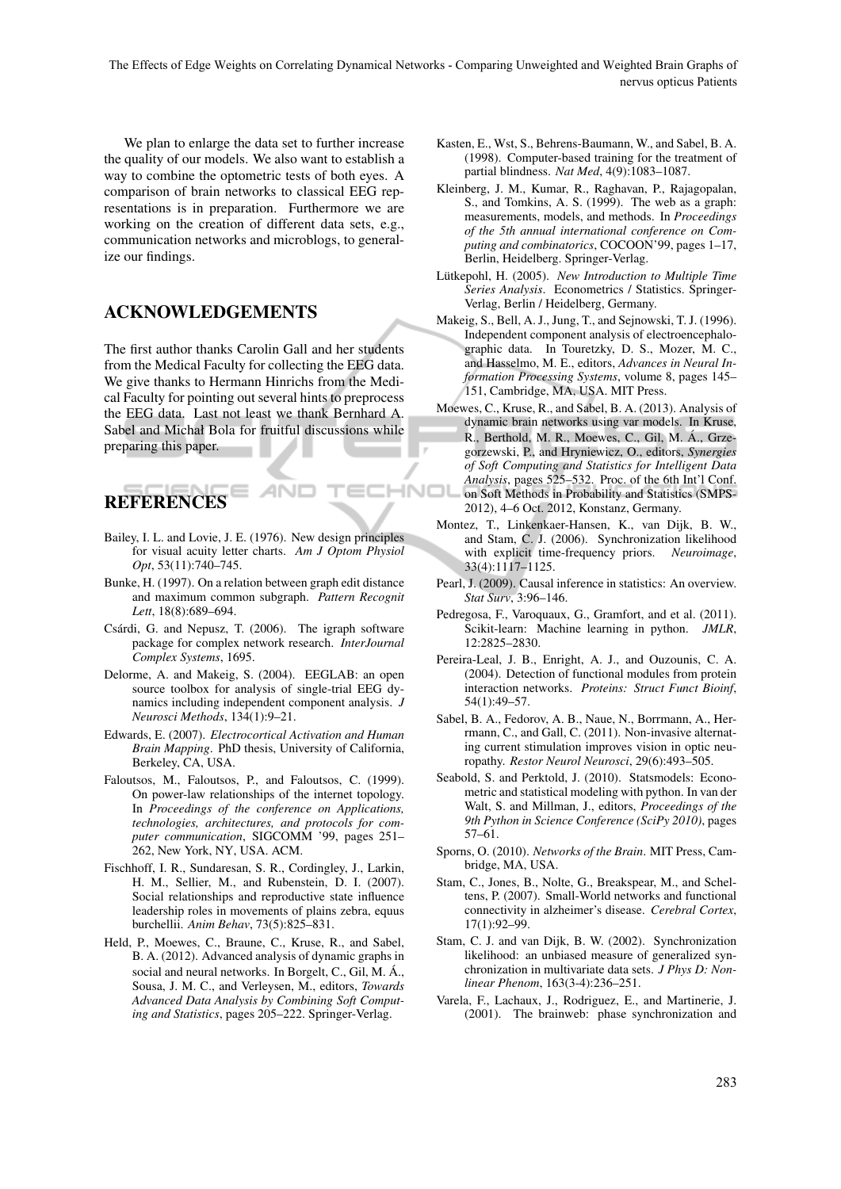We plan to enlarge the data set to further increase the quality of our models. We also want to establish a way to combine the optometric tests of both eyes. A comparison of brain networks to classical EEG representations is in preparation. Furthermore we are working on the creation of different data sets, e.g., communication networks and microblogs, to generalize our findings.

## ACKNOWLEDGEMENTS

The first author thanks Carolin Gall and her students from the Medical Faculty for collecting the EEG data. We give thanks to Hermann Hinrichs from the Medical Faculty for pointing out several hints to preprocess the EEG data. Last not least we thank Bernhard A. Sabel and Michał Bola for fruitful discussions while preparing this paper.

## REFERENCES

Bailey, I. L. and Lovie, J. E. (1976). New design principles for visual acuity letter charts. *Am J Optom Physiol Opt*, 53(11):740–745.

Bunke, H. (1997). On a relation between graph edit distance and maximum common subgraph. *Pattern Recognit Lett*, 18(8):689–694.

Csárdi, G. and Nepusz, T. (2006). The igraph software package for complex network research. *InterJournal Complex Systems*, 1695.

Delorme, A. and Makeig, S. (2004). EEGLAB: an open source toolbox for analysis of single-trial EEG dynamics including independent component analysis. *J Neurosci Methods*, 134(1):9–21.

Edwards, E. (2007). *Electrocortical Activation and Human Brain Mapping*. PhD thesis, University of California, Berkeley, CA, USA.

Faloutsos, M., Faloutsos, P., and Faloutsos, C. (1999). On power-law relationships of the internet topology. In *Proceedings of the conference on Applications, technologies, architectures, and protocols for computer communication*, SIGCOMM '99, pages 251–262, New York, NY, USA. ACM.

Fischhoff, I. R., Sundaresan, S. R., Cordingley, J., Larkin, H. M., Sellier, M., and Rubenstein, D. I. (2007). Social relationships and reproductive state influence leadership roles in movements of plains zebra, equus burchellii. *Anim Behav*, 73(5):825–831.

Held, P., Moewes, C., Braune, C., Kruse, R., and Sabel, B. A. (2012). Advanced analysis of dynamic graphs in social and neural networks. In Borgelt, C., Gil, M. Á., Sousa, J. M. C., and Verleysen, M., editors, *Towards Advanced Data Analysis by Combining Soft Computing and Statistics*, pages 205–222. Springer-Verlag.

Kasten, E., Wst, S., Behrens-Baumann, W., and Sabel, B. A. (1998). Computer-based training for the treatment of partial blindness. *Nat Med*, 4(9):1083–1087.

Kleinberg, J. M., Kumar, R., Raghavan, P., Rajagopalan, S., and Tomkins, A. S. (1999). The web as a graph: measurements, models, and methods. In *Proceedings of the 5th annual international conference on Computing and combinatorics*, COCOON'99, pages 1–17, Berlin, Heidelberg. Springer-Verlag.

Lütkepohl, H. (2005). *New Introduction to Multiple Time Series Analysis*. Econometrics / Statistics. Springer-Verlag, Berlin / Heidelberg, Germany.

Makeig, S., Bell, A. J., Jung, T., and Sejnowski, T. J. (1996). Independent component analysis of electroencephalographic data. In Touretzky, D. S., Mozer, M. C., and Hasselmo, M. E., editors, *Advances in Neural Information Processing Systems*, volume 8, pages 145–151, Cambridge, MA, USA. MIT Press.

Moewes, C., Kruse, R., and Sabel, B. A. (2013). Analysis of dynamic brain networks using var models. In Kruse, R., Berthold, M. R., Moewes, C., Gil, M. Á., Grzegorzewski, P., and Hryniewicz, O., editors, *Synergies of Soft Computing and Statistics for Intelligent Data Analysis*, pages 525–532. Proc. of the 6th Int'l Conf. on Soft Methods in Probability and Statistics (SMPS-2012), 4–6 Oct. 2012, Konstanz, Germany.

Montez, T., Linkenkaer-Hansen, K., van Dijk, B. W., and Stam, C. J. (2006). Synchronization likelihood with explicit time-frequency priors. *Neuroimage*, 33(4):1117–1125.

Pearl, J. (2009). Causal inference in statistics: An overview. *Stat Surv*, 3:96–146.

Pedregosa, F., Varoquaux, G., Gramfort, and et al. (2011). Scikit-learn: Machine learning in python. *JMLR*, 12:2825–2830.

Pereira-Leal, J. B., Enright, A. J., and Ouzounis, C. A. (2004). Detection of functional modules from protein interaction networks. *Proteins: Struct Funct Bioinf*, 54(1):49–57.

Sabel, B. A., Fedorov, A. B., Naue, N., Borrmann, A., Herrmann, C., and Gall, C. (2011). Non-invasive alternating current stimulation improves vision in optic neuropathy. *Restor Neurol Neurosci*, 29(6):493–505.

Seabold, S. and Perktold, J. (2010). Statsmodels: Econometric and statistical modeling with python. In van der Walt, S. and Millman, J., editors, *Proceedings of the 9th Python in Science Conference (SciPy 2010)*, pages 57–61.

Sporns, O. (2010). *Networks of the Brain*. MIT Press, Cambridge, MA, USA.

Stam, C., Jones, B., Nolte, G., Breakspear, M., and Scheltens, P. (2007). Small-World networks and functional connectivity in alzheimer's disease. *Cerebral Cortex*, 17(1):92–99.

Stam, C. J. and van Dijk, B. W. (2002). Synchronization likelihood: an unbiased measure of generalized synchronization in multivariate data sets. *J Phys D: Nonlinear Phenom*, 163(3-4):236–251.

Varela, F., Lachaux, J., Rodriguez, E., and Martinerie, J. (2001). The brainweb: phase synchronization and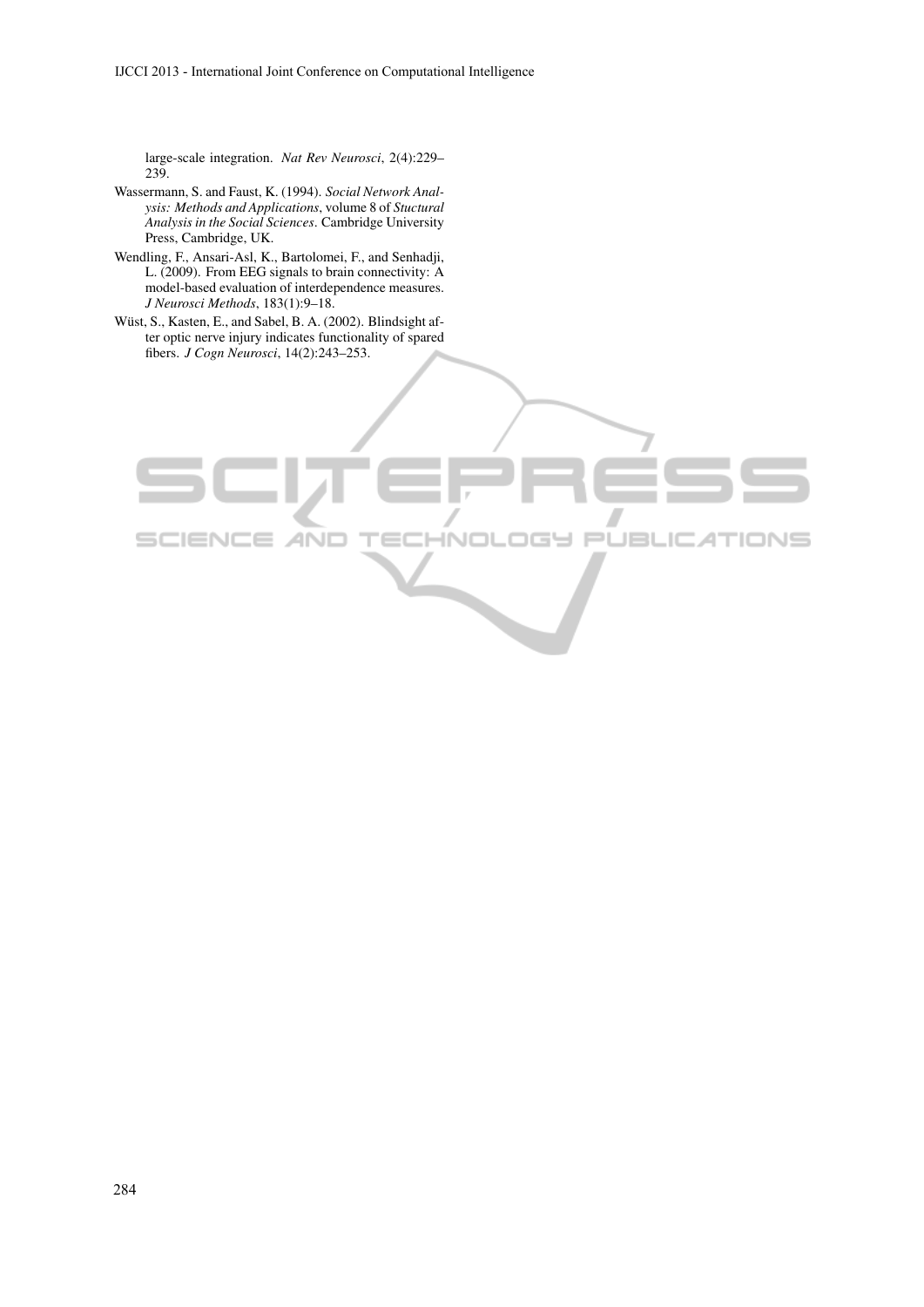large-scale integration. *Nat Rev Neurosci*, 2(4):229–239.

Wassermann, S. and Faust, K. (1994). *Social Network Analysis: Methods and Applications*, volume 8 of *Stuctural Analysis in the Social Sciences*. Cambridge University Press, Cambridge, UK.

Wendling, F., Ansari-Asl, K., Bartolomei, F., and Senhadji, L. (2009). From EEG signals to brain connectivity: A model-based evaluation of interdependence measures. *J Neurosci Methods*, 183(1):9–18.

Wüst, S., Kasten, E., and Sabel, B. A. (2002). Blindsight after optic nerve injury indicates functionality of spared fibers. *J Cogn Neurosci*, 14(2):243–253.